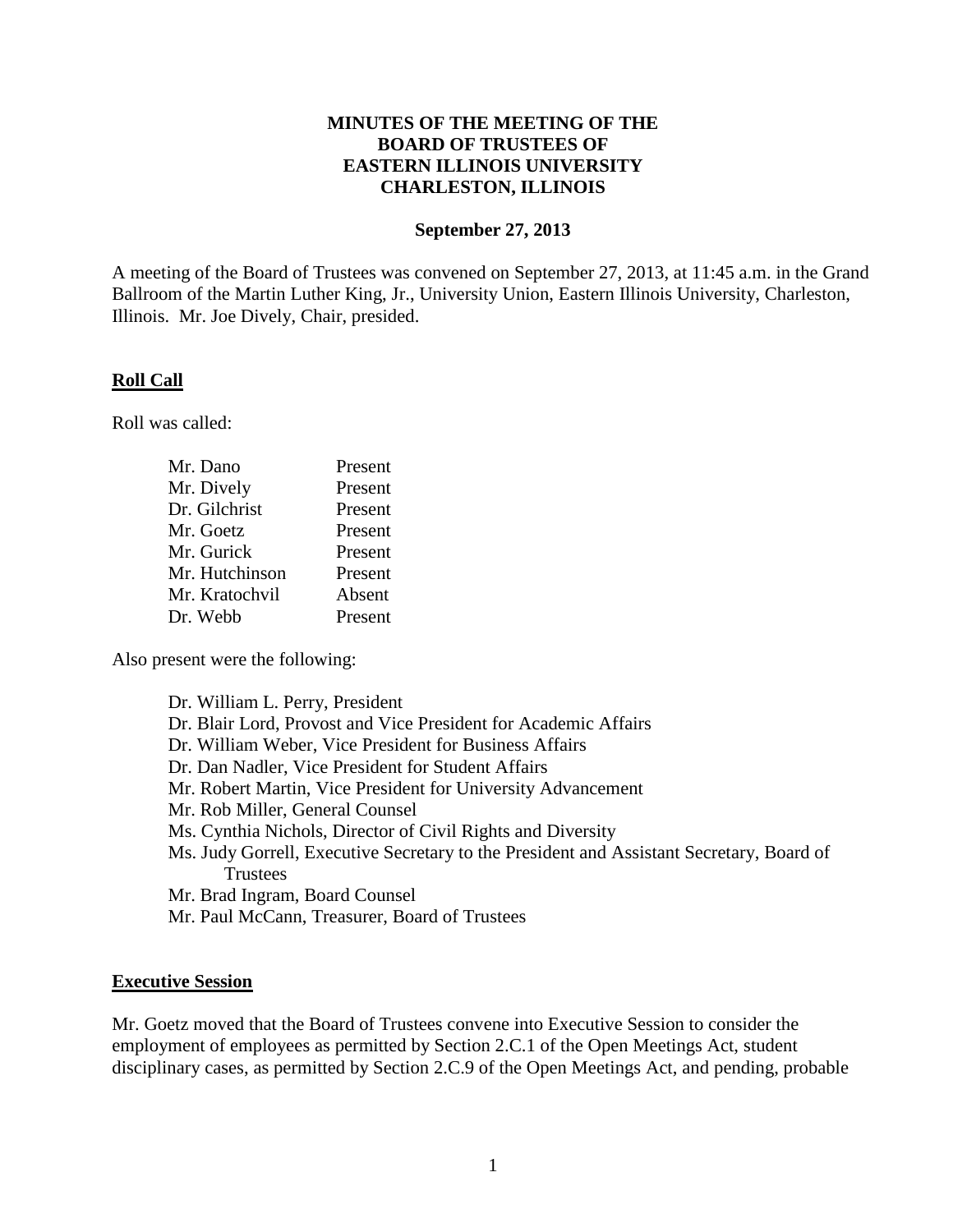# MINUTES OF THE MEETING OF THE BOARD OF TRUSTEES OF EASTERN ILLINOIS UNIVERSITY CHARLESTON, ILLINOIS

**September 27, 2013**

A meeting of the Board of Trustees was convened on September 27, 2013, at 11:45 a.m. in the Grand Ballroom of the Martin Luther King, Jr., University Union, Eastern Illinois University, Charleston, Illinois. Mr. Joe Dively, Chair, presided.

## Roll Call

Roll was called:

| | |
|---|---|
| Mr. Dano | Present |
| Mr. Dively | Present |
| Dr. Gilchrist | Present |
| Mr. Goetz | Present |
| Mr. Gurick | Present |
| Mr. Hutchinson | Present |
| Mr. Kratochvil | Absent |
| Dr. Webb | Present |

Also present were the following:

- Dr. William L. Perry, President
- Dr. Blair Lord, Provost and Vice President for Academic Affairs
- Dr. William Weber, Vice President for Business Affairs
- Dr. Dan Nadler, Vice President for Student Affairs
- Mr. Robert Martin, Vice President for University Advancement
- Mr. Rob Miller, General Counsel
- Ms. Cynthia Nichols, Director of Civil Rights and Diversity
- Ms. Judy Gorrell, Executive Secretary to the President and Assistant Secretary, Board of Trustees
- Mr. Brad Ingram, Board Counsel
- Mr. Paul McCann, Treasurer, Board of Trustees

## Executive Session

Mr. Goetz moved that the Board of Trustees convene into Executive Session to consider the employment of employees as permitted by Section 2.C.1 of the Open Meetings Act, student disciplinary cases, as permitted by Section 2.C.9 of the Open Meetings Act, and pending, probable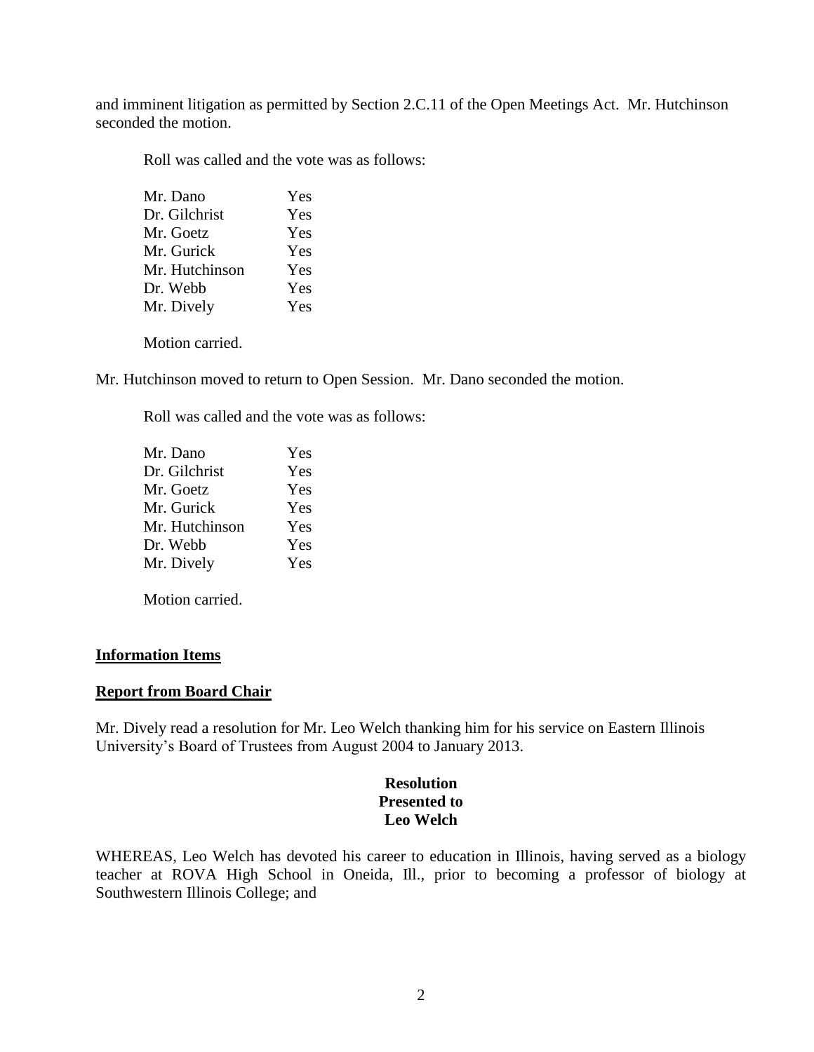and imminent litigation as permitted by Section 2.C.11 of the Open Meetings Act. Mr. Hutchinson seconded the motion.

Roll was called and the vote was as follows:

| | |
|---|---|
| Mr. Dano | Yes |
| Dr. Gilchrist | Yes |
| Mr. Goetz | Yes |
| Mr. Gurick | Yes |
| Mr. Hutchinson | Yes |
| Dr. Webb | Yes |
| Mr. Dively | Yes |

Motion carried.

Mr. Hutchinson moved to return to Open Session. Mr. Dano seconded the motion.

Roll was called and the vote was as follows:

| | |
|---|---|
| Mr. Dano | Yes |
| Dr. Gilchrist | Yes |
| Mr. Goetz | Yes |
| Mr. Gurick | Yes |
| Mr. Hutchinson | Yes |
| Dr. Webb | Yes |
| Mr. Dively | Yes |

Motion carried.

**Information Items**

**Report from Board Chair**

Mr. Dively read a resolution for Mr. Leo Welch thanking him for his service on Eastern Illinois University's Board of Trustees from August 2004 to January 2013.

**Resolution**
**Presented to**
**Leo Welch**

WHEREAS, Leo Welch has devoted his career to education in Illinois, having served as a biology teacher at ROVA High School in Oneida, Ill., prior to becoming a professor of biology at Southwestern Illinois College; and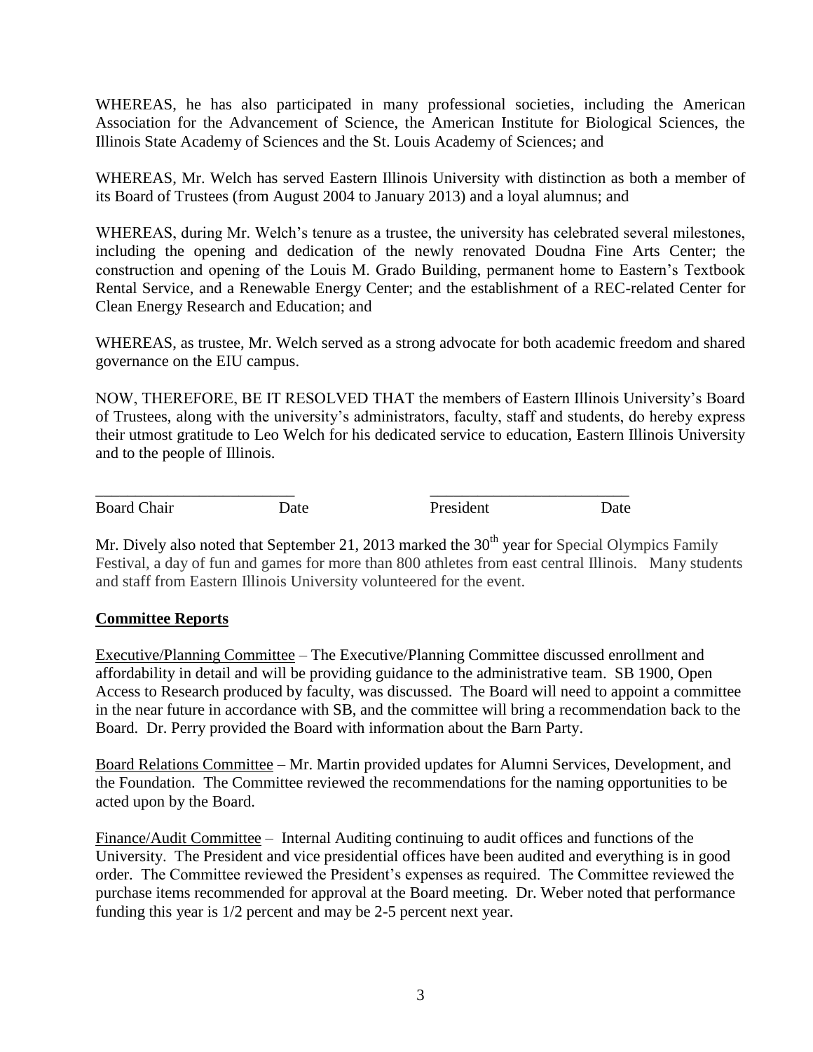WHEREAS, he has also participated in many professional societies, including the American Association for the Advancement of Science, the American Institute for Biological Sciences, the Illinois State Academy of Sciences and the St. Louis Academy of Sciences; and

WHEREAS, Mr. Welch has served Eastern Illinois University with distinction as both a member of its Board of Trustees (from August 2004 to January 2013) and a loyal alumnus; and

WHEREAS, during Mr. Welch's tenure as a trustee, the university has celebrated several milestones, including the opening and dedication of the newly renovated Doudna Fine Arts Center; the construction and opening of the Louis M. Grado Building, permanent home to Eastern's Textbook Rental Service, and a Renewable Energy Center; and the establishment of a REC-related Center for Clean Energy Research and Education; and

WHEREAS, as trustee, Mr. Welch served as a strong advocate for both academic freedom and shared governance on the EIU campus.

NOW, THEREFORE, BE IT RESOLVED THAT the members of Eastern Illinois University's Board of Trustees, along with the university's administrators, faculty, staff and students, do hereby express their utmost gratitude to Leo Welch for his dedicated service to education, Eastern Illinois University and to the people of Illinois.

\_\_\_\_\_\_\_\_\_\_\_\_\_\_\_\_\_\_\_\_\_\_\_\_\_\_ \_\_\_\_\_\_\_\_\_\_\_\_\_\_\_\_\_\_\_\_\_\_\_\_\_\_

Board Chair Date President Date

Mr. Dively also noted that September 21, 2013 marked the 30th year for Special Olympics Family Festival, a day of fun and games for more than 800 athletes from east central Illinois. Many students and staff from Eastern Illinois University volunteered for the event.

**Committee Reports**

Executive/Planning Committee – The Executive/Planning Committee discussed enrollment and affordability in detail and will be providing guidance to the administrative team. SB 1900, Open Access to Research produced by faculty, was discussed. The Board will need to appoint a committee in the near future in accordance with SB, and the committee will bring a recommendation back to the Board. Dr. Perry provided the Board with information about the Barn Party.

Board Relations Committee – Mr. Martin provided updates for Alumni Services, Development, and the Foundation. The Committee reviewed the recommendations for the naming opportunities to be acted upon by the Board.

Finance/Audit Committee – Internal Auditing continuing to audit offices and functions of the University. The President and vice presidential offices have been audited and everything is in good order. The Committee reviewed the President's expenses as required. The Committee reviewed the purchase items recommended for approval at the Board meeting. Dr. Weber noted that performance funding this year is 1/2 percent and may be 2-5 percent next year.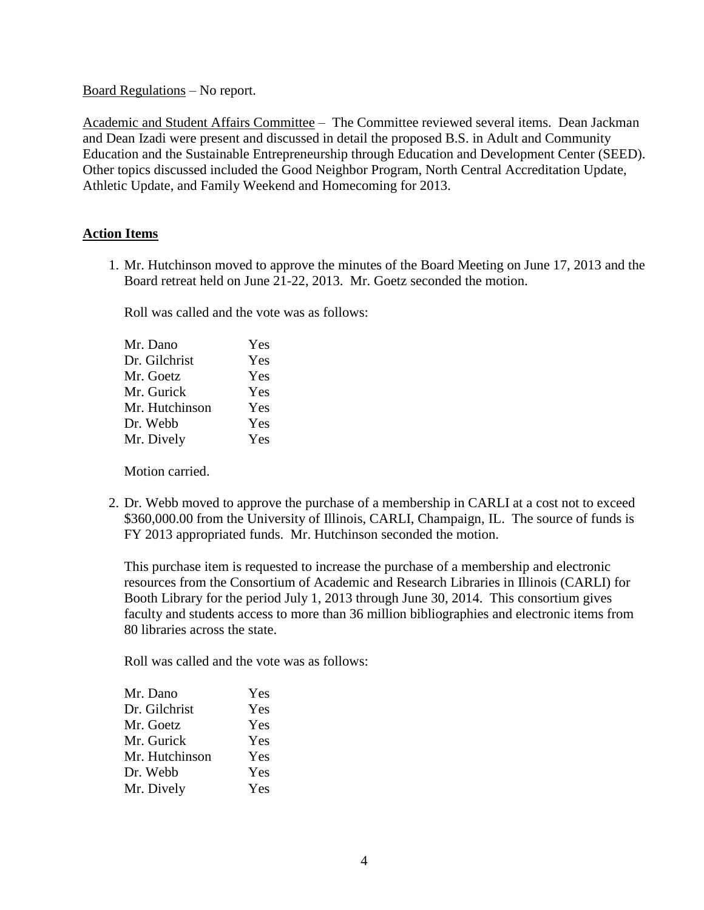Board Regulations – No report.

Academic and Student Affairs Committee – The Committee reviewed several items. Dean Jackman and Dean Izadi were present and discussed in detail the proposed B.S. in Adult and Community Education and the Sustainable Entrepreneurship through Education and Development Center (SEED). Other topics discussed included the Good Neighbor Program, North Central Accreditation Update, Athletic Update, and Family Weekend and Homecoming for 2013.

**Action Items**

1. Mr. Hutchinson moved to approve the minutes of the Board Meeting on June 17, 2013 and the Board retreat held on June 21-22, 2013. Mr. Goetz seconded the motion.

   Roll was called and the vote was as follows:

   | | |
   |---|---|
   | Mr. Dano | Yes |
   | Dr. Gilchrist | Yes |
   | Mr. Goetz | Yes |
   | Mr. Gurick | Yes |
   | Mr. Hutchinson | Yes |
   | Dr. Webb | Yes |
   | Mr. Dively | Yes |

   Motion carried.

2. Dr. Webb moved to approve the purchase of a membership in CARLI at a cost not to exceed $360,000.00 from the University of Illinois, CARLI, Champaign, IL. The source of funds is FY 2013 appropriated funds. Mr. Hutchinson seconded the motion.

   This purchase item is requested to increase the purchase of a membership and electronic resources from the Consortium of Academic and Research Libraries in Illinois (CARLI) for Booth Library for the period July 1, 2013 through June 30, 2014. This consortium gives faculty and students access to more than 36 million bibliographies and electronic items from 80 libraries across the state.

   Roll was called and the vote was as follows:

   | | |
   |---|---|
   | Mr. Dano | Yes |
   | Dr. Gilchrist | Yes |
   | Mr. Goetz | Yes |
   | Mr. Gurick | Yes |
   | Mr. Hutchinson | Yes |
   | Dr. Webb | Yes |
   | Mr. Dively | Yes |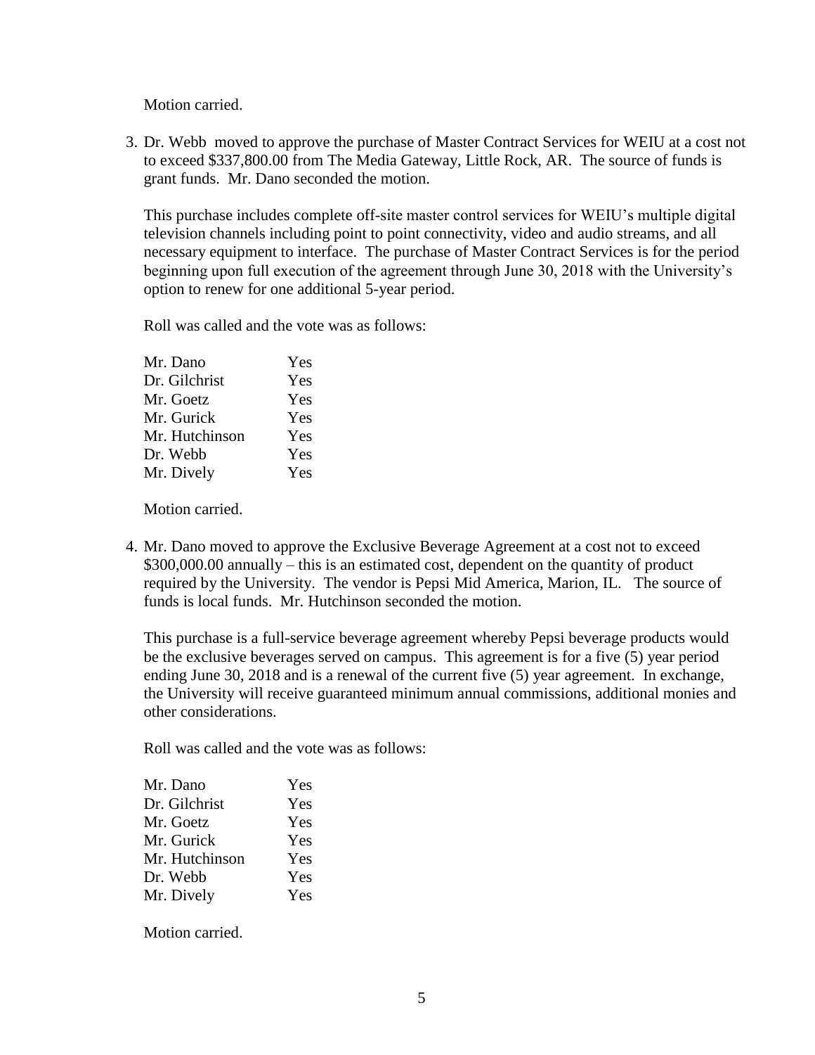Motion carried.

3. Dr. Webb moved to approve the purchase of Master Contract Services for WEIU at a cost not to exceed $337,800.00 from The Media Gateway, Little Rock, AR. The source of funds is grant funds. Mr. Dano seconded the motion.

   This purchase includes complete off-site master control services for WEIU's multiple digital television channels including point to point connectivity, video and audio streams, and all necessary equipment to interface. The purchase of Master Contract Services is for the period beginning upon full execution of the agreement through June 30, 2018 with the University's option to renew for one additional 5-year period.

   Roll was called and the vote was as follows:

   | | |
   |---|---|
   | Mr. Dano | Yes |
   | Dr. Gilchrist | Yes |
   | Mr. Goetz | Yes |
   | Mr. Gurick | Yes |
   | Mr. Hutchinson | Yes |
   | Dr. Webb | Yes |
   | Mr. Dively | Yes |

   Motion carried.

4. Mr. Dano moved to approve the Exclusive Beverage Agreement at a cost not to exceed $300,000.00 annually – this is an estimated cost, dependent on the quantity of product required by the University. The vendor is Pepsi Mid America, Marion, IL. The source of funds is local funds. Mr. Hutchinson seconded the motion.

   This purchase is a full-service beverage agreement whereby Pepsi beverage products would be the exclusive beverages served on campus. This agreement is for a five (5) year period ending June 30, 2018 and is a renewal of the current five (5) year agreement. In exchange, the University will receive guaranteed minimum annual commissions, additional monies and other considerations.

   Roll was called and the vote was as follows:

   | | |
   |---|---|
   | Mr. Dano | Yes |
   | Dr. Gilchrist | Yes |
   | Mr. Goetz | Yes |
   | Mr. Gurick | Yes |
   | Mr. Hutchinson | Yes |
   | Dr. Webb | Yes |
   | Mr. Dively | Yes |

   Motion carried.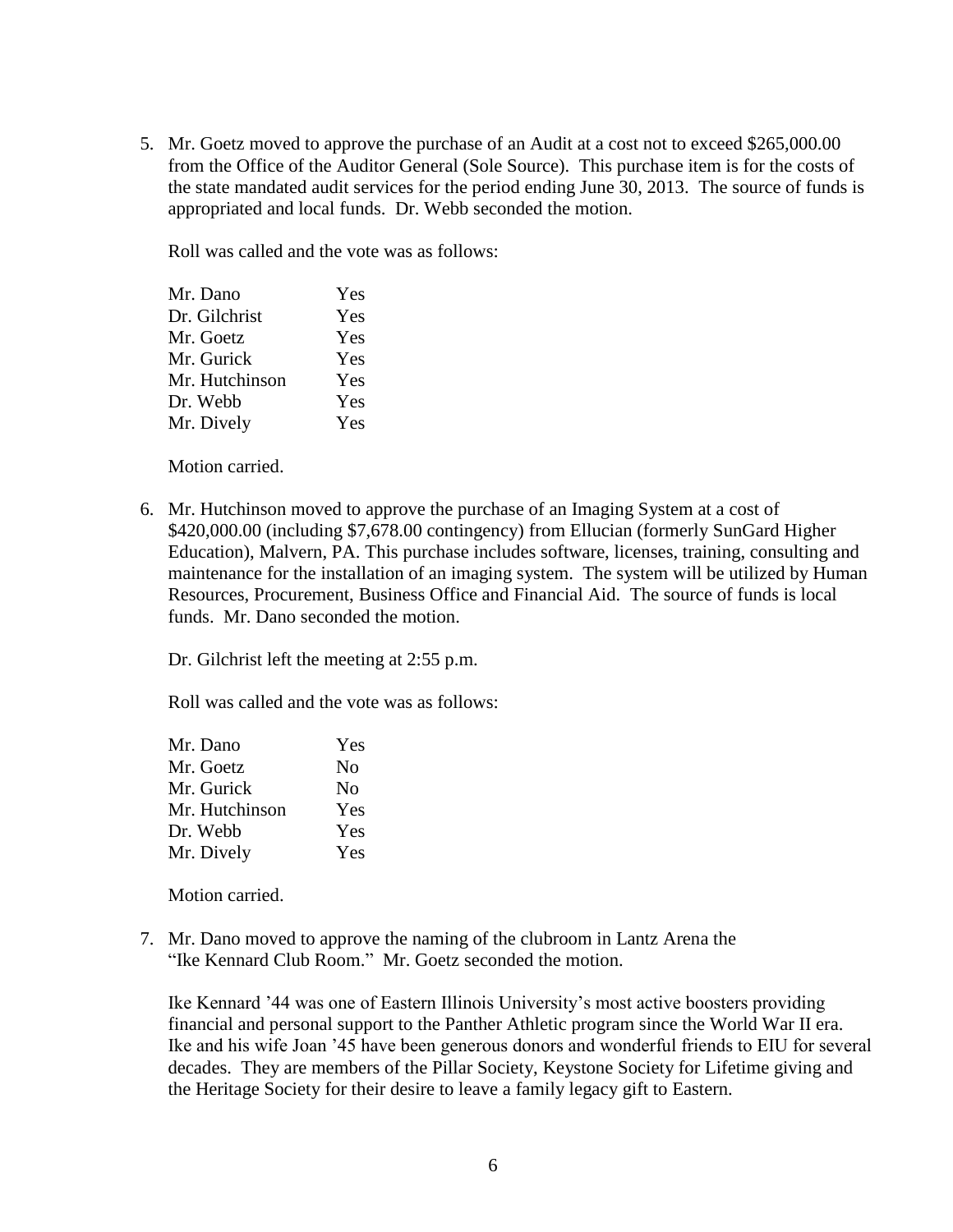5. Mr. Goetz moved to approve the purchase of an Audit at a cost not to exceed $265,000.00 from the Office of the Auditor General (Sole Source). This purchase item is for the costs of the state mandated audit services for the period ending June 30, 2013. The source of funds is appropriated and local funds. Dr. Webb seconded the motion.

   Roll was called and the vote was as follows:

   | | |
   |---|---|
   | Mr. Dano | Yes |
   | Dr. Gilchrist | Yes |
   | Mr. Goetz | Yes |
   | Mr. Gurick | Yes |
   | Mr. Hutchinson | Yes |
   | Dr. Webb | Yes |
   | Mr. Dively | Yes |

   Motion carried.

6. Mr. Hutchinson moved to approve the purchase of an Imaging System at a cost of $420,000.00 (including $7,678.00 contingency) from Ellucian (formerly SunGard Higher Education), Malvern, PA. This purchase includes software, licenses, training, consulting and maintenance for the installation of an imaging system. The system will be utilized by Human Resources, Procurement, Business Office and Financial Aid. The source of funds is local funds. Mr. Dano seconded the motion.

   Dr. Gilchrist left the meeting at 2:55 p.m.

   Roll was called and the vote was as follows:

   | | |
   |---|---|
   | Mr. Dano | Yes |
   | Mr. Goetz | No |
   | Mr. Gurick | No |
   | Mr. Hutchinson | Yes |
   | Dr. Webb | Yes |
   | Mr. Dively | Yes |

   Motion carried.

7. Mr. Dano moved to approve the naming of the clubroom in Lantz Arena the "Ike Kennard Club Room." Mr. Goetz seconded the motion.

   Ike Kennard '44 was one of Eastern Illinois University's most active boosters providing financial and personal support to the Panther Athletic program since the World War II era. Ike and his wife Joan '45 have been generous donors and wonderful friends to EIU for several decades. They are members of the Pillar Society, Keystone Society for Lifetime giving and the Heritage Society for their desire to leave a family legacy gift to Eastern.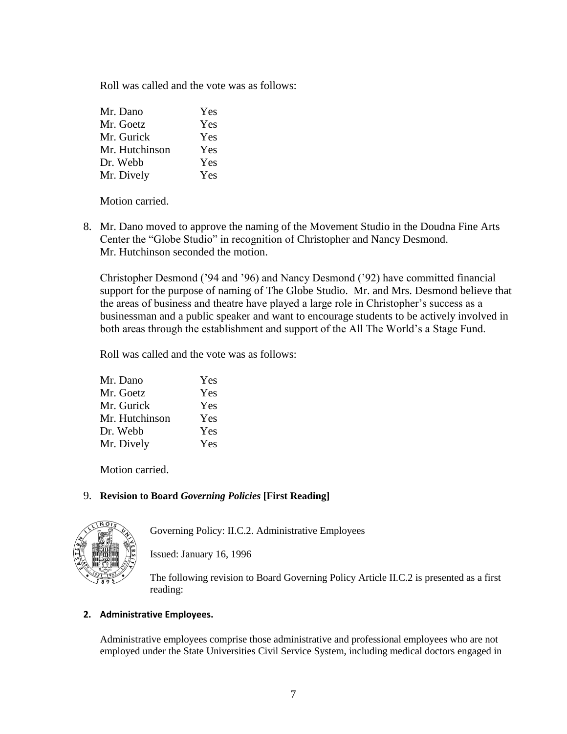Roll was called and the vote was as follows:

| | |
|---|---|
| Mr. Dano | Yes |
| Mr. Goetz | Yes |
| Mr. Gurick | Yes |
| Mr. Hutchinson | Yes |
| Dr. Webb | Yes |
| Mr. Dively | Yes |

Motion carried.

8. Mr. Dano moved to approve the naming of the Movement Studio in the Doudna Fine Arts Center the "Globe Studio" in recognition of Christopher and Nancy Desmond. Mr. Hutchinson seconded the motion.

   Christopher Desmond ('94 and '96) and Nancy Desmond ('92) have committed financial support for the purpose of naming of The Globe Studio. Mr. and Mrs. Desmond believe that the areas of business and theatre have played a large role in Christopher's success as a businessman and a public speaker and want to encourage students to be actively involved in both areas through the establishment and support of the All The World's a Stage Fund.

   Roll was called and the vote was as follows:

| | |
|---|---|
| Mr. Dano | Yes |
| Mr. Goetz | Yes |
| Mr. Gurick | Yes |
| Mr. Hutchinson | Yes |
| Dr. Webb | Yes |
| Mr. Dively | Yes |

   Motion carried.

9. **Revision to Board *Governing Policies* [First Reading]**

Governing Policy: II.C.2. Administrative Employees

Issued: January 16, 1996

The following revision to Board Governing Policy Article II.C.2 is presented as a first reading:

**2. Administrative Employees.**

Administrative employees comprise those administrative and professional employees who are not employed under the State Universities Civil Service System, including medical doctors engaged in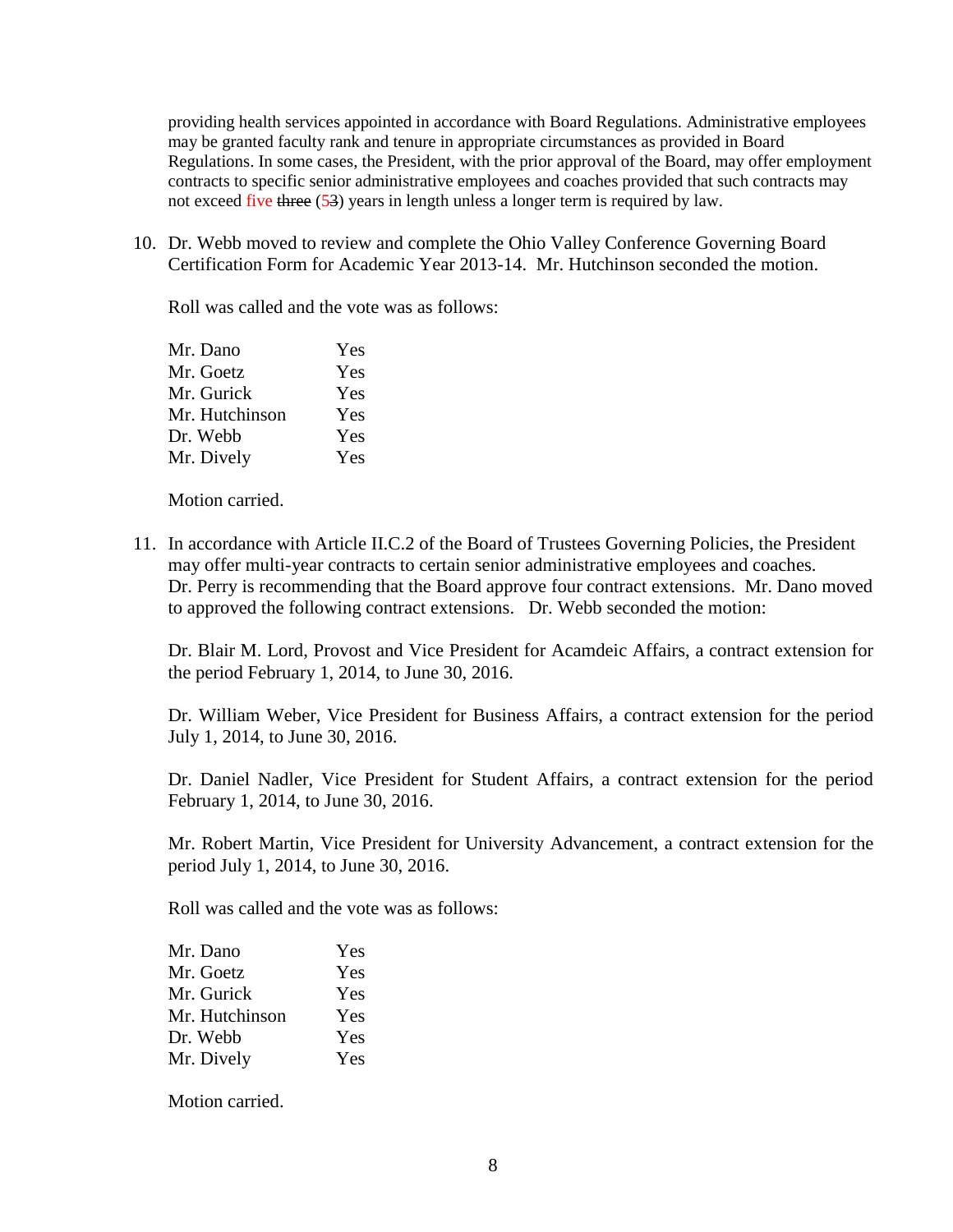providing health services appointed in accordance with Board Regulations. Administrative employees may be granted faculty rank and tenure in appropriate circumstances as provided in Board Regulations. In some cases, the President, with the prior approval of the Board, may offer employment contracts to specific senior administrative employees and coaches provided that such contracts may not exceed five ~~three~~ (5~~3~~) years in length unless a longer term is required by law.

10. Dr. Webb moved to review and complete the Ohio Valley Conference Governing Board Certification Form for Academic Year 2013-14. Mr. Hutchinson seconded the motion.

    Roll was called and the vote was as follows:

    | | |
    |---|---|
    | Mr. Dano | Yes |
    | Mr. Goetz | Yes |
    | Mr. Gurick | Yes |
    | Mr. Hutchinson | Yes |
    | Dr. Webb | Yes |
    | Mr. Dively | Yes |

    Motion carried.

11. In accordance with Article II.C.2 of the Board of Trustees Governing Policies, the President may offer multi-year contracts to certain senior administrative employees and coaches. Dr. Perry is recommending that the Board approve four contract extensions. Mr. Dano moved to approved the following contract extensions. Dr. Webb seconded the motion:

    Dr. Blair M. Lord, Provost and Vice President for Acamdeic Affairs, a contract extension for the period February 1, 2014, to June 30, 2016.

    Dr. William Weber, Vice President for Business Affairs, a contract extension for the period July 1, 2014, to June 30, 2016.

    Dr. Daniel Nadler, Vice President for Student Affairs, a contract extension for the period February 1, 2014, to June 30, 2016.

    Mr. Robert Martin, Vice President for University Advancement, a contract extension for the period July 1, 2014, to June 30, 2016.

    Roll was called and the vote was as follows:

    | | |
    |---|---|
    | Mr. Dano | Yes |
    | Mr. Goetz | Yes |
    | Mr. Gurick | Yes |
    | Mr. Hutchinson | Yes |
    | Dr. Webb | Yes |
    | Mr. Dively | Yes |

    Motion carried.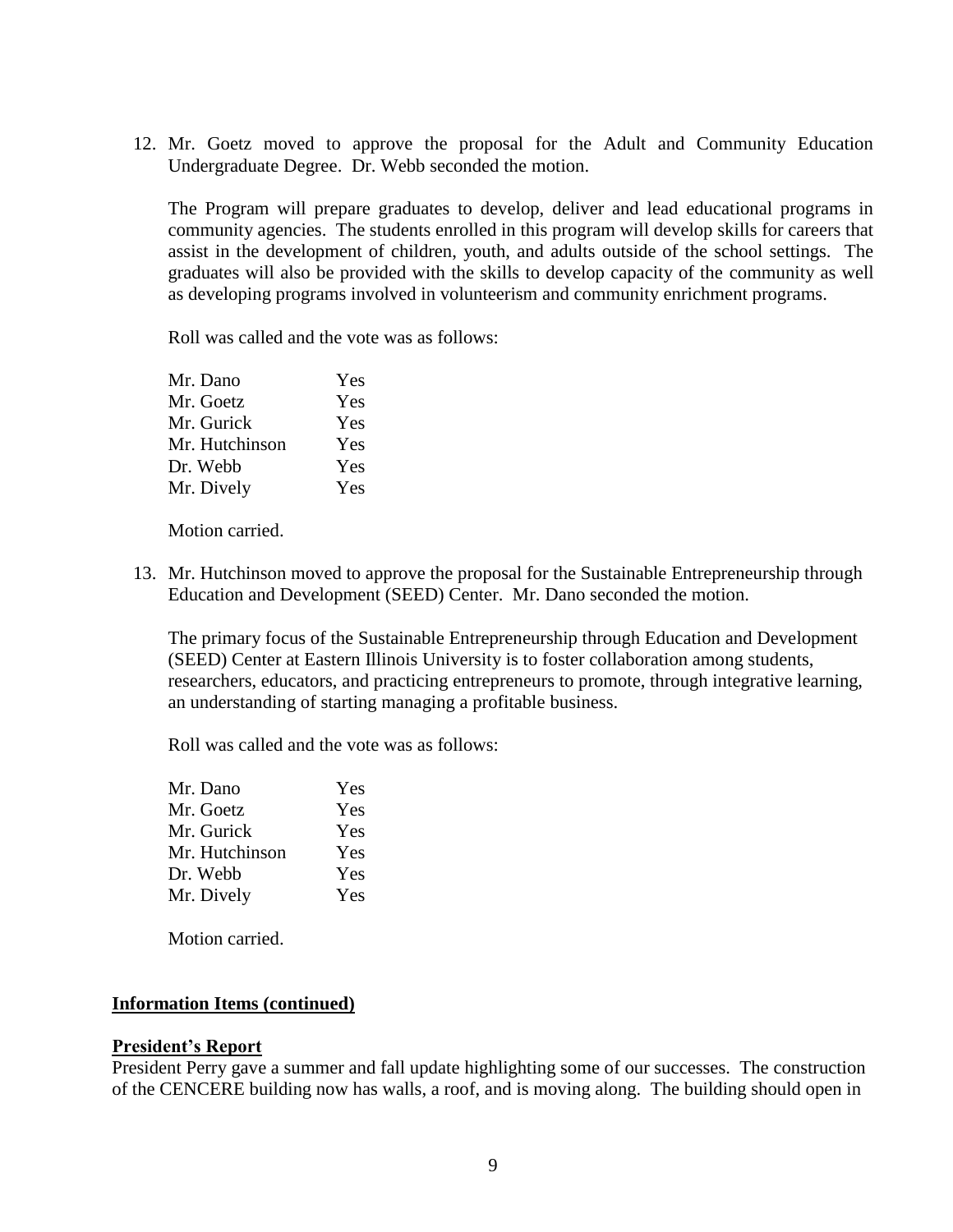12. Mr. Goetz moved to approve the proposal for the Adult and Community Education Undergraduate Degree. Dr. Webb seconded the motion.

    The Program will prepare graduates to develop, deliver and lead educational programs in community agencies. The students enrolled in this program will develop skills for careers that assist in the development of children, youth, and adults outside of the school settings. The graduates will also be provided with the skills to develop capacity of the community as well as developing programs involved in volunteerism and community enrichment programs.

    Roll was called and the vote was as follows:

    | | |
    |---|---|
    | Mr. Dano | Yes |
    | Mr. Goetz | Yes |
    | Mr. Gurick | Yes |
    | Mr. Hutchinson | Yes |
    | Dr. Webb | Yes |
    | Mr. Dively | Yes |

    Motion carried.

13. Mr. Hutchinson moved to approve the proposal for the Sustainable Entrepreneurship through Education and Development (SEED) Center. Mr. Dano seconded the motion.

    The primary focus of the Sustainable Entrepreneurship through Education and Development (SEED) Center at Eastern Illinois University is to foster collaboration among students, researchers, educators, and practicing entrepreneurs to promote, through integrative learning, an understanding of starting managing a profitable business.

    Roll was called and the vote was as follows:

    | | |
    |---|---|
    | Mr. Dano | Yes |
    | Mr. Goetz | Yes |
    | Mr. Gurick | Yes |
    | Mr. Hutchinson | Yes |
    | Dr. Webb | Yes |
    | Mr. Dively | Yes |

    Motion carried.

**Information Items (continued)**

**President's Report**

President Perry gave a summer and fall update highlighting some of our successes. The construction of the CENCERE building now has walls, a roof, and is moving along. The building should open in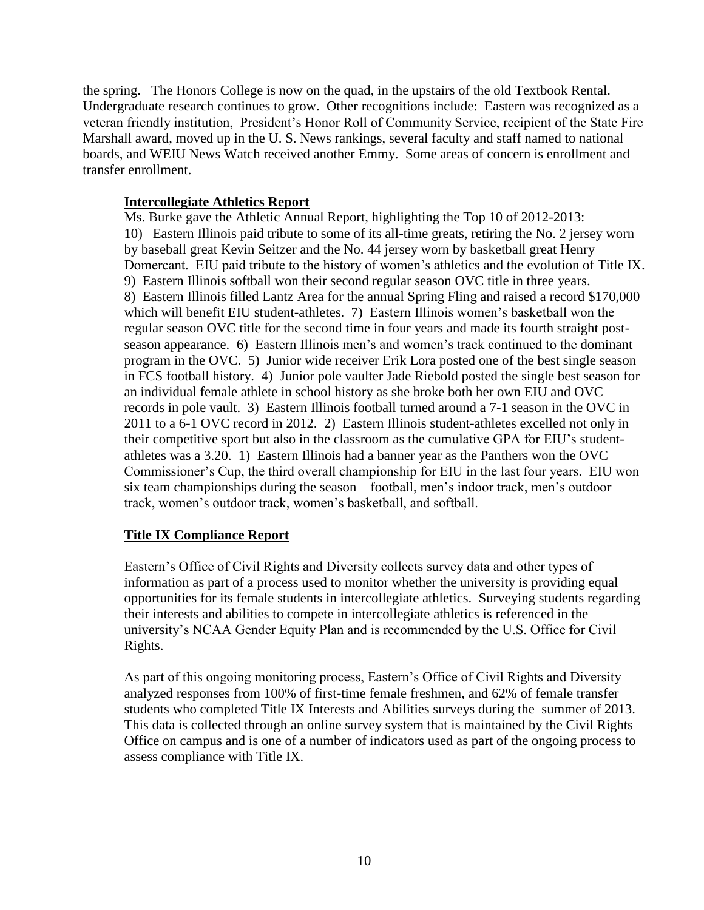the spring. The Honors College is now on the quad, in the upstairs of the old Textbook Rental. Undergraduate research continues to grow. Other recognitions include: Eastern was recognized as a veteran friendly institution, President's Honor Roll of Community Service, recipient of the State Fire Marshall award, moved up in the U. S. News rankings, several faculty and staff named to national boards, and WEIU News Watch received another Emmy. Some areas of concern is enrollment and transfer enrollment.

**Intercollegiate Athletics Report**

Ms. Burke gave the Athletic Annual Report, highlighting the Top 10 of 2012-2013:
10) Eastern Illinois paid tribute to some of its all-time greats, retiring the No. 2 jersey worn by baseball great Kevin Seitzer and the No. 44 jersey worn by basketball great Henry Domercant. EIU paid tribute to the history of women's athletics and the evolution of Title IX. 9) Eastern Illinois softball won their second regular season OVC title in three years. 8) Eastern Illinois filled Lantz Area for the annual Spring Fling and raised a record $170,000 which will benefit EIU student-athletes. 7) Eastern Illinois women's basketball won the regular season OVC title for the second time in four years and made its fourth straight post-season appearance. 6) Eastern Illinois men's and women's track continued to the dominant program in the OVC. 5) Junior wide receiver Erik Lora posted one of the best single season in FCS football history. 4) Junior pole vaulter Jade Riebold posted the single best season for an individual female athlete in school history as she broke both her own EIU and OVC records in pole vault. 3) Eastern Illinois football turned around a 7-1 season in the OVC in 2011 to a 6-1 OVC record in 2012. 2) Eastern Illinois student-athletes excelled not only in their competitive sport but also in the classroom as the cumulative GPA for EIU's student-athletes was a 3.20. 1) Eastern Illinois had a banner year as the Panthers won the OVC Commissioner's Cup, the third overall championship for EIU in the last four years. EIU won six team championships during the season – football, men's indoor track, men's outdoor track, women's outdoor track, women's basketball, and softball.

**Title IX Compliance Report**

Eastern's Office of Civil Rights and Diversity collects survey data and other types of information as part of a process used to monitor whether the university is providing equal opportunities for its female students in intercollegiate athletics. Surveying students regarding their interests and abilities to compete in intercollegiate athletics is referenced in the university's NCAA Gender Equity Plan and is recommended by the U.S. Office for Civil Rights.

As part of this ongoing monitoring process, Eastern's Office of Civil Rights and Diversity analyzed responses from 100% of first-time female freshmen, and 62% of female transfer students who completed Title IX Interests and Abilities surveys during the summer of 2013. This data is collected through an online survey system that is maintained by the Civil Rights Office on campus and is one of a number of indicators used as part of the ongoing process to assess compliance with Title IX.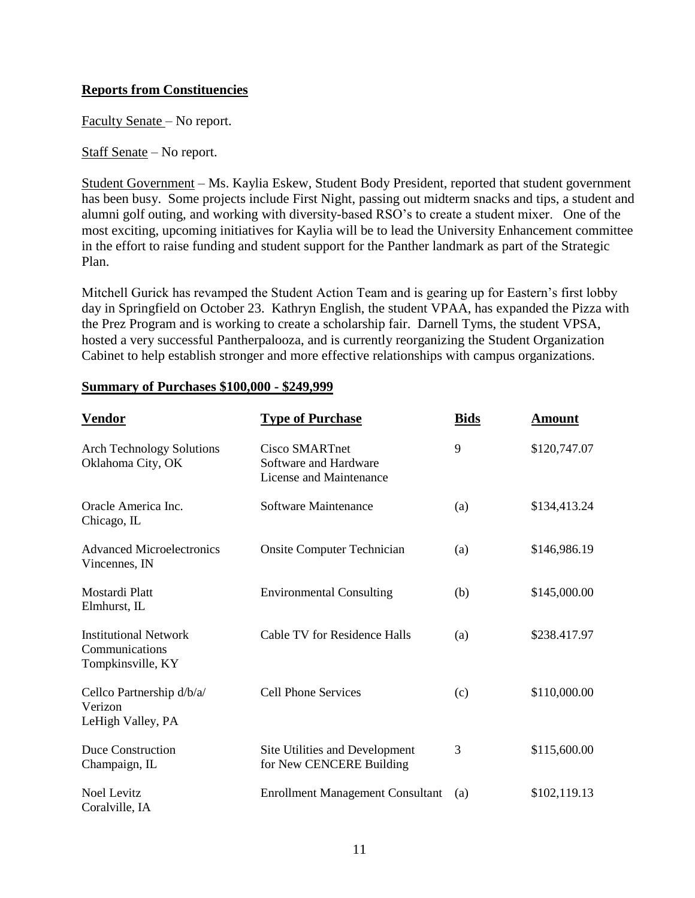**Reports from Constituencies**

Faculty Senate – No report.

Staff Senate – No report.

Student Government – Ms. Kaylia Eskew, Student Body President, reported that student government has been busy. Some projects include First Night, passing out midterm snacks and tips, a student and alumni golf outing, and working with diversity-based RSO's to create a student mixer. One of the most exciting, upcoming initiatives for Kaylia will be to lead the University Enhancement committee in the effort to raise funding and student support for the Panther landmark as part of the Strategic Plan.

Mitchell Gurick has revamped the Student Action Team and is gearing up for Eastern's first lobby day in Springfield on October 23. Kathryn English, the student VPAA, has expanded the Pizza with the Prez Program and is working to create a scholarship fair. Darnell Tyms, the student VPSA, hosted a very successful Pantherpalooza, and is currently reorganizing the Student Organization Cabinet to help establish stronger and more effective relationships with campus organizations.

**Summary of Purchases $100,000 - $249,999**

| Vendor | Type of Purchase | Bids | Amount |
|---|---|---|---|
| Arch Technology Solutions Oklahoma City, OK | Cisco SMARTnet Software and Hardware License and Maintenance | 9 | $120,747.07 |
| Oracle America Inc. Chicago, IL | Software Maintenance | (a) | $134,413.24 |
| Advanced Microelectronics Vincennes, IN | Onsite Computer Technician | (a) | $146,986.19 |
| Mostardi Platt Elmhurst, IL | Environmental Consulting | (b) | $145,000.00 |
| Institutional Network Communications Tompkinsville, KY | Cable TV for Residence Halls | (a) | $238.417.97 |
| Cellco Partnership d/b/a/ Verizon LeHigh Valley, PA | Cell Phone Services | (c) | $110,000.00 |
| Duce Construction Champaign, IL | Site Utilities and Development for New CENCERE Building | 3 | $115,600.00 |
| Noel Levitz Coralville, IA | Enrollment Management Consultant | (a) | $102,119.13 |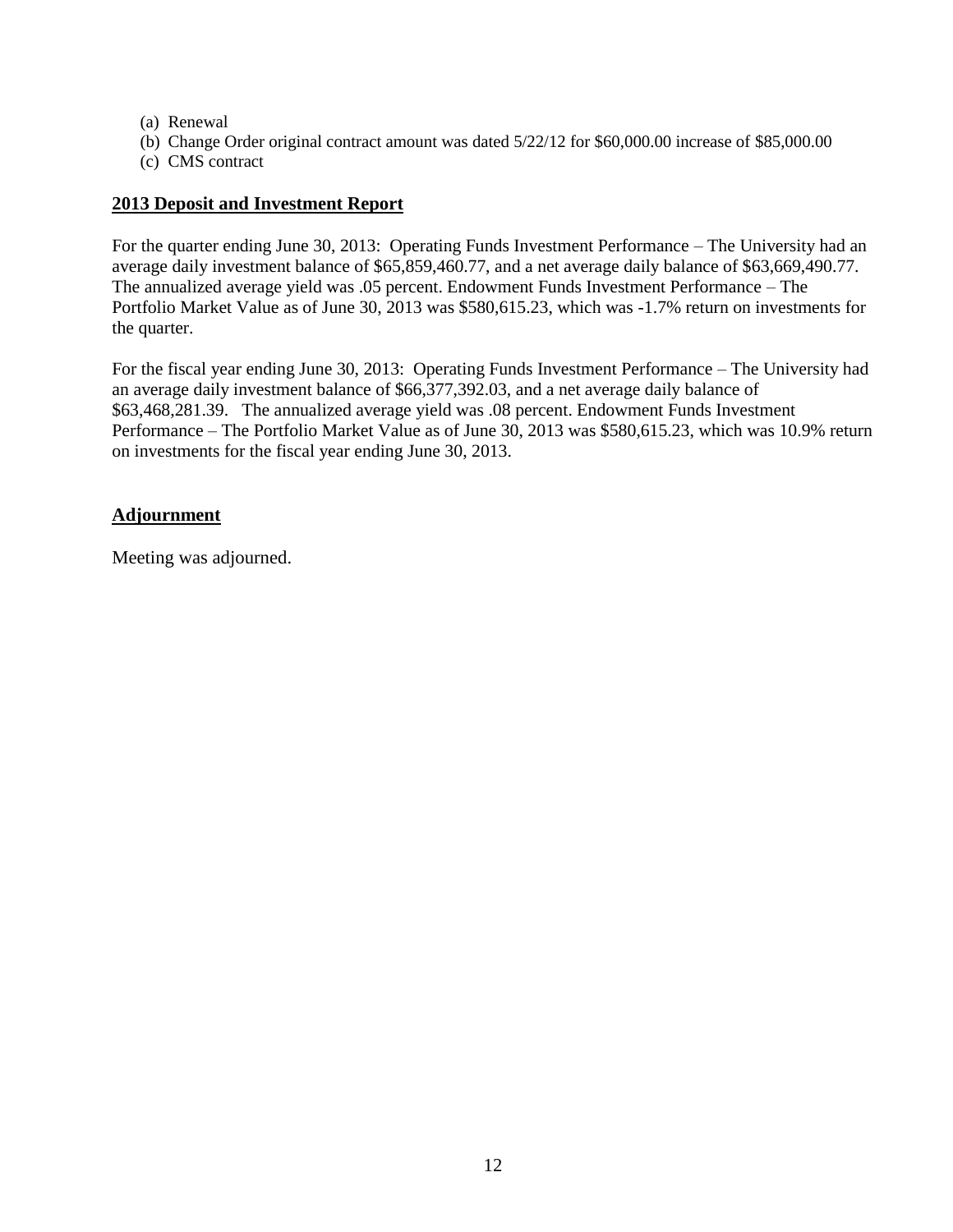(a) Renewal
(b) Change Order original contract amount was dated 5/22/12 for $60,000.00 increase of $85,000.00
(c) CMS contract

**2013 Deposit and Investment Report**

For the quarter ending June 30, 2013: Operating Funds Investment Performance – The University had an average daily investment balance of $65,859,460.77, and a net average daily balance of $63,669,490.77. The annualized average yield was .05 percent. Endowment Funds Investment Performance – The Portfolio Market Value as of June 30, 2013 was $580,615.23, which was -1.7% return on investments for the quarter.

For the fiscal year ending June 30, 2013: Operating Funds Investment Performance – The University had an average daily investment balance of $66,377,392.03, and a net average daily balance of $63,468,281.39. The annualized average yield was .08 percent. Endowment Funds Investment Performance – The Portfolio Market Value as of June 30, 2013 was $580,615.23, which was 10.9% return on investments for the fiscal year ending June 30, 2013.

**Adjournment**

Meeting was adjourned.